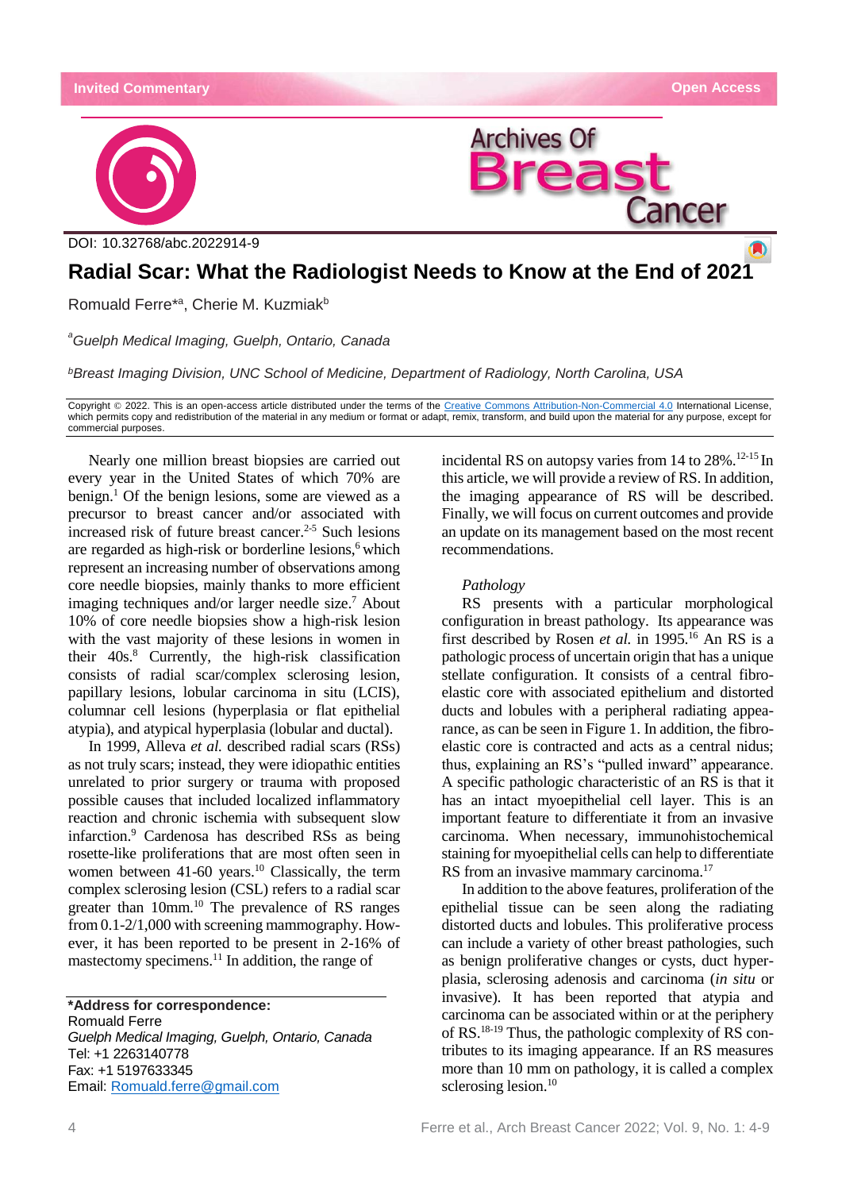Invited Commentary

Open Access

DOI: 10.32768/abc.2022914-9

# Radial Scar: What the Radiologist Needs to Know at the End of 2021

Romuald Ferre*[a], Cherie M. Kuzmiak[b]

[a]*Guelph Medical Imaging, Guelph, Ontario, Canada*

[b]*Breast Imaging Division, UNC School of Medicine, Department of Radiology, North Carolina, USA*

Copyright © 2022. This is an open-access article distributed under the terms of the Creative Commons Attribution-Non-Commercial 4.0 International License, which permits copy and redistribution of the material in any medium or format or adapt, remix, transform, and build upon the material for any purpose, except for commercial purposes.

Nearly one million breast biopsies are carried out every year in the United States of which 70% are benign.[1] Of the benign lesions, some are viewed as a precursor to breast cancer and/or associated with increased risk of future breast cancer.[2-5] Such lesions are regarded as high-risk or borderline lesions,[6] which represent an increasing number of observations among core needle biopsies, mainly thanks to more efficient imaging techniques and/or larger needle size.[7] About 10% of core needle biopsies show a high-risk lesion with the vast majority of these lesions in women in their 40s.[8] Currently, the high-risk classification consists of radial scar/complex sclerosing lesion, papillary lesions, lobular carcinoma in situ (LCIS), columnar cell lesions (hyperplasia or flat epithelial atypia), and atypical hyperplasia (lobular and ductal).

In 1999, Alleva *et al.* described radial scars (RSs) as not truly scars; instead, they were idiopathic entities unrelated to prior surgery or trauma with proposed possible causes that included localized inflammatory reaction and chronic ischemia with subsequent slow infarction.[9] Cardenosa has described RSs as being rosette-like proliferations that are most often seen in women between 41-60 years.[10] Classically, the term complex sclerosing lesion (CSL) refers to a radial scar greater than 10mm.[10] The prevalence of RS ranges from 0.1-2/1,000 with screening mammography. However, it has been reported to be present in 2-16% of mastectomy specimens.[11] In addition, the range of incidental RS on autopsy varies from 14 to 28%.[12-15] In this article, we will provide a review of RS. In addition, the imaging appearance of RS will be described. Finally, we will focus on current outcomes and provide an update on its management based on the most recent recommendations.

*Pathology*

RS presents with a particular morphological configuration in breast pathology. Its appearance was first described by Rosen *et al.* in 1995.[16] An RS is a pathologic process of uncertain origin that has a unique stellate configuration. It consists of a central fibro-elastic core with associated epithelium and distorted ducts and lobules with a peripheral radiating appearance, as can be seen in Figure 1. In addition, the fibro-elastic core is contracted and acts as a central nidus; thus, explaining an RS's "pulled inward" appearance. A specific pathologic characteristic of an RS is that it has an intact myoepithelial cell layer. This is an important feature to differentiate it from an invasive carcinoma. When necessary, immunohistochemical staining for myoepithelial cells can help to differentiate RS from an invasive mammary carcinoma.[17]

In addition to the above features, proliferation of the epithelial tissue can be seen along the radiating distorted ducts and lobules. This proliferative process can include a variety of other breast pathologies, such as benign proliferative changes or cysts, duct hyperplasia, sclerosing adenosis and carcinoma (*in situ* or invasive). It has been reported that atypia and carcinoma can be associated within or at the periphery of RS.[18-19] Thus, the pathologic complexity of RS contributes to its imaging appearance. If an RS measures more than 10 mm on pathology, it is called a complex sclerosing lesion.[10]

**\*Address for correspondence:**
Romuald Ferre
*Guelph Medical Imaging, Guelph, Ontario, Canada*
Tel: +1 2263140778
Fax: +1 5197633345
Email: Romuald.ferre@gmail.com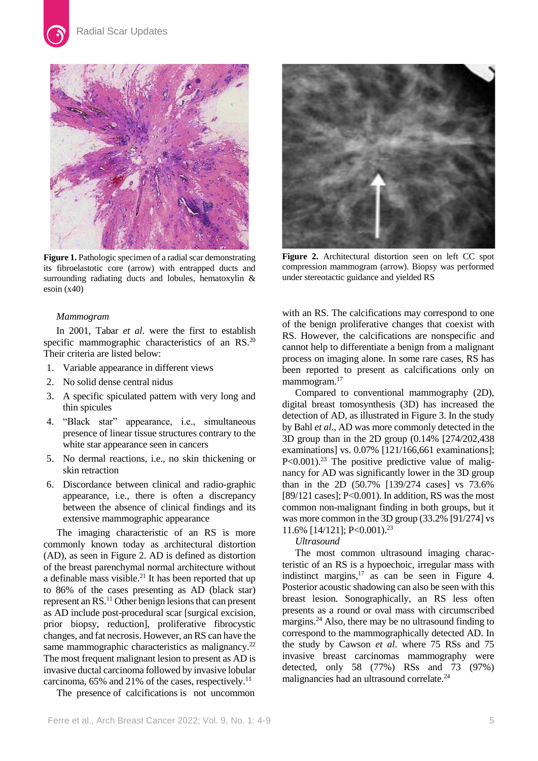**Figure 1.** Pathologic specimen of a radial scar demonstrating its fibroelastotic core (arrow) with entrapped ducts and surrounding radiating ducts and lobules, hematoxylin & esoin (x40)

**Figure 2.** Architectural distortion seen on left CC spot compression mammogram (arrow). Biopsy was performed under stereotactic guidance and yielded RS

### *Mammogram*

In 2001, Tabar *et al*. were the first to establish specific mammographic characteristics of an RS.[20] Their criteria are listed below:

1. Variable appearance in different views
2. No solid dense central nidus
3. A specific spiculated pattern with very long and thin spicules
4. "Black star" appearance, i.e., simultaneous presence of linear tissue structures contrary to the white star appearance seen in cancers
5. No dermal reactions, i.e., no skin thickening or skin retraction
6. Discordance between clinical and radio-graphic appearance, i.e., there is often a discrepancy between the absence of clinical findings and its extensive mammographic appearance

The imaging characteristic of an RS is more commonly known today as architectural distortion (AD), as seen in Figure 2. AD is defined as distortion of the breast parenchymal normal architecture without a definable mass visible.[21] It has been reported that up to 86% of the cases presenting as AD (black star) represent an RS.[11] Other benign lesions that can present as AD include post-procedural scar [surgical excision, prior biopsy, reduction], proliferative fibrocystic changes, and fat necrosis. However, an RS can have the same mammographic characteristics as malignancy.[22] The most frequent malignant lesion to present as AD is invasive ductal carcinoma followed by invasive lobular carcinoma, 65% and 21% of the cases, respectively.[11]

The presence of calcifications is not uncommon with an RS. The calcifications may correspond to one of the benign proliferative changes that coexist with RS. However, the calcifications are nonspecific and cannot help to differentiate a benign from a malignant process on imaging alone. In some rare cases, RS has been reported to present as calcifications only on mammogram.[17]

Compared to conventional mammography (2D), digital breast tomosynthesis (3D) has increased the detection of AD, as illustrated in Figure 3. In the study by Bahl *et al*., AD was more commonly detected in the 3D group than in the 2D group (0.14% [274/202,438 examinations] vs. 0.07% [121/166,661 examinations]; $P<0.001$).[23] The positive predictive value of malignancy for AD was significantly lower in the 3D group than in the 2D (50.7% [139/274 cases] vs 73.6% [89/121 cases]; $P<0.001$). In addition, RS was the most common non-malignant finding in both groups, but it was more common in the 3D group (33.2% [91/274] vs 11.6% [14/121]; $P<0.001$).[23]

### *Ultrasound*

The most common ultrasound imaging characteristic of an RS is a hypoechoic, irregular mass with indistinct margins,[17] as can be seen in Figure 4. Posterior acoustic shadowing can also be seen with this breast lesion. Sonographically, an RS less often presents as a round or oval mass with circumscribed margins.[24] Also, there may be no ultrasound finding to correspond to the mammographically detected AD. In the study by Cawson *et al*. where 75 RSs and 75 invasive breast carcinomas mammography were detected, only 58 (77%) RSs and 73 (97%) malignancies had an ultrasound correlate.[24]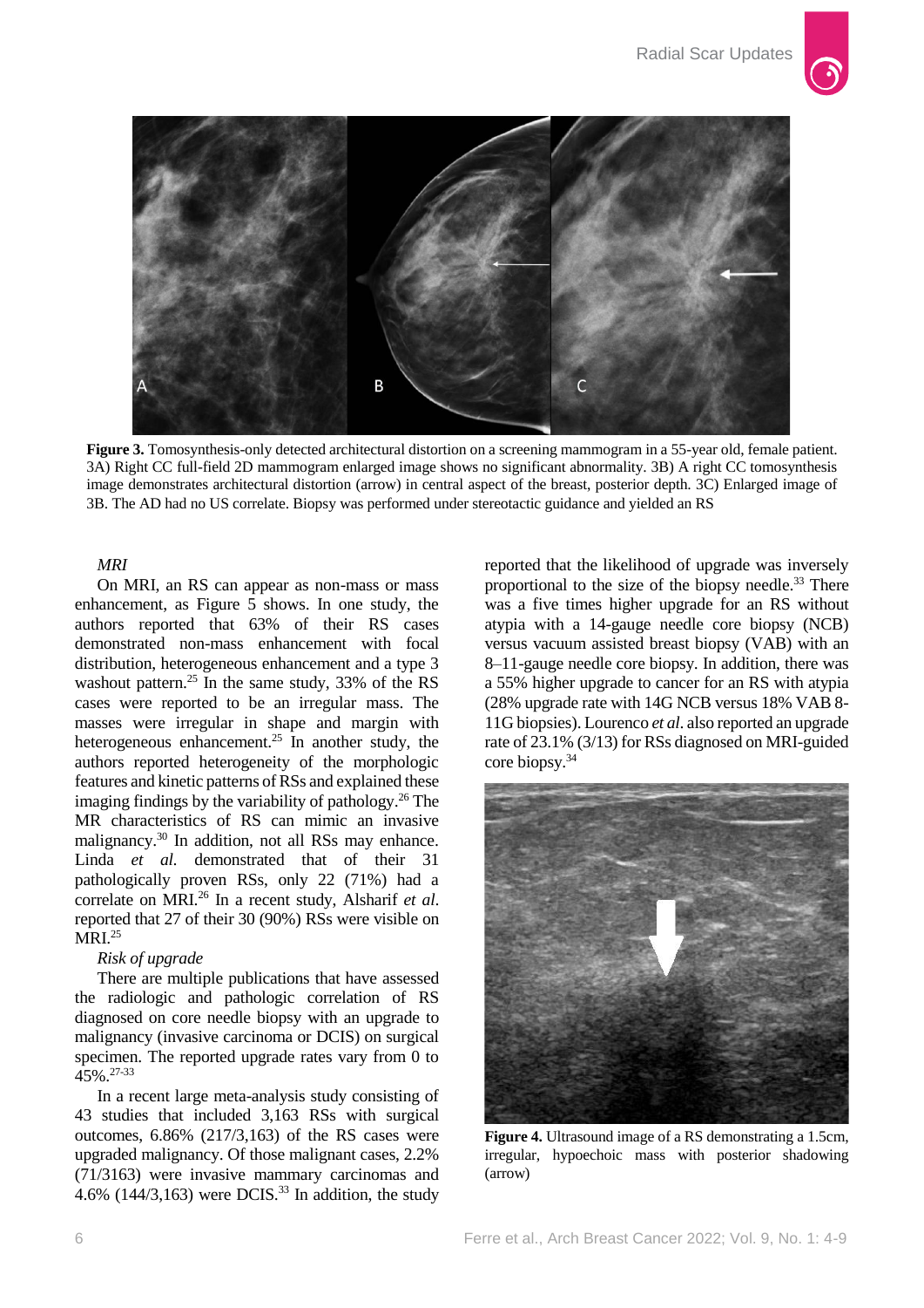**Figure 3.** Tomosynthesis-only detected architectural distortion on a screening mammogram in a 55-year old, female patient. 3A) Right CC full-field 2D mammogram enlarged image shows no significant abnormality. 3B) A right CC tomosynthesis image demonstrates architectural distortion (arrow) in central aspect of the breast, posterior depth. 3C) Enlarged image of 3B. The AD had no US correlate. Biopsy was performed under stereotactic guidance and yielded an RS

*MRI*

On MRI, an RS can appear as non-mass or mass enhancement, as Figure 5 shows. In one study, the authors reported that 63% of their RS cases demonstrated non-mass enhancement with focal distribution, heterogeneous enhancement and a type 3 washout pattern.[25] In the same study, 33% of the RS cases were reported to be an irregular mass. The masses were irregular in shape and margin with heterogeneous enhancement.[25] In another study, the authors reported heterogeneity of the morphologic features and kinetic patterns of RSs and explained these imaging findings by the variability of pathology.[26] The MR characteristics of RS can mimic an invasive malignancy.[30] In addition, not all RSs may enhance. Linda *et al.* demonstrated that of their 31 pathologically proven RSs, only 22 (71%) had a correlate on MRI.[26] In a recent study, Alsharif *et al*. reported that 27 of their 30 (90%) RSs were visible on MRI.[25]

*Risk of upgrade*

There are multiple publications that have assessed the radiologic and pathologic correlation of RS diagnosed on core needle biopsy with an upgrade to malignancy (invasive carcinoma or DCIS) on surgical specimen. The reported upgrade rates vary from 0 to 45%.[27-33]

In a recent large meta-analysis study consisting of 43 studies that included 3,163 RSs with surgical outcomes, 6.86% (217/3,163) of the RS cases were upgraded malignancy. Of those malignant cases, 2.2% (71/3163) were invasive mammary carcinomas and 4.6% (144/3,163) were DCIS.[33] In addition, the study reported that the likelihood of upgrade was inversely proportional to the size of the biopsy needle.[33] There was a five times higher upgrade for an RS without atypia with a 14-gauge needle core biopsy (NCB) versus vacuum assisted breast biopsy (VAB) with an 8–11-gauge needle core biopsy. In addition, there was a 55% higher upgrade to cancer for an RS with atypia (28% upgrade rate with 14G NCB versus 18% VAB 8-11G biopsies). Lourenco *et al*. also reported an upgrade rate of 23.1% (3/13) for RSs diagnosed on MRI-guided core biopsy.[34]

**Figure 4.** Ultrasound image of a RS demonstrating a 1.5cm, irregular, hypoechoic mass with posterior shadowing (arrow)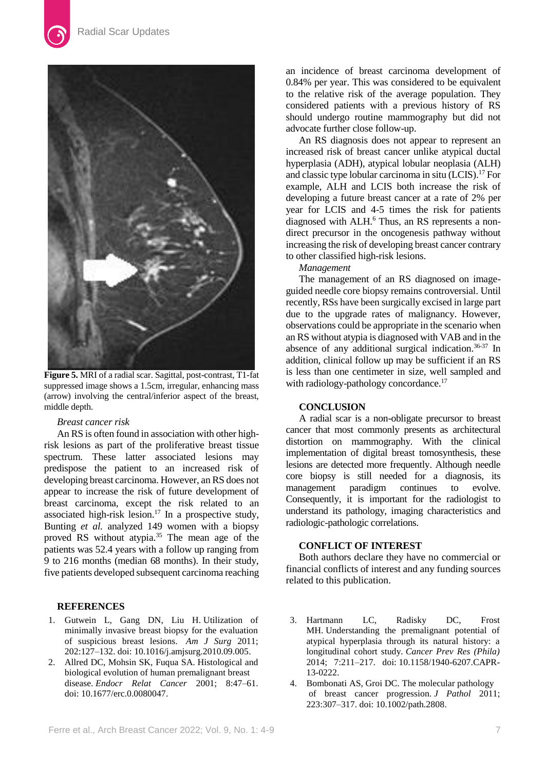**Figure 5.** MRI of a radial scar. Sagittal, post-contrast, T1-fat suppressed image shows a 1.5cm, irregular, enhancing mass (arrow) involving the central/inferior aspect of the breast, middle depth.

*Breast cancer risk*

An RS is often found in association with other high-risk lesions as part of the proliferative breast tissue spectrum. These latter associated lesions may predispose the patient to an increased risk of developing breast carcinoma. However, an RS does not appear to increase the risk of future development of breast carcinoma, except the risk related to an associated high-risk lesion.[17] In a prospective study, Bunting *et al.* analyzed 149 women with a biopsy proved RS without atypia.[35] The mean age of the patients was 52.4 years with a follow up ranging from 9 to 216 months (median 68 months). In their study, five patients developed subsequent carcinoma reaching an incidence of breast carcinoma development of 0.84% per year. This was considered to be equivalent to the relative risk of the average population. They considered patients with a previous history of RS should undergo routine mammography but did not advocate further close follow-up.

An RS diagnosis does not appear to represent an increased risk of breast cancer unlike atypical ductal hyperplasia (ADH), atypical lobular neoplasia (ALH) and classic type lobular carcinoma in situ (LCIS).[17] For example, ALH and LCIS both increase the risk of developing a future breast cancer at a rate of 2% per year for LCIS and 4-5 times the risk for patients diagnosed with ALH.[6] Thus, an RS represents a non-direct precursor in the oncogenesis pathway without increasing the risk of developing breast cancer contrary to other classified high-risk lesions.

*Management*

The management of an RS diagnosed on image-guided needle core biopsy remains controversial. Until recently, RSs have been surgically excised in large part due to the upgrade rates of malignancy. However, observations could be appropriate in the scenario when an RS without atypia is diagnosed with VAB and in the absence of any additional surgical indication.[36-37] In addition, clinical follow up may be sufficient if an RS is less than one centimeter in size, well sampled and with radiology-pathology concordance.[17]

## CONCLUSION

A radial scar is a non-obligate precursor to breast cancer that most commonly presents as architectural distortion on mammography. With the clinical implementation of digital breast tomosynthesis, these lesions are detected more frequently. Although needle core biopsy is still needed for a diagnosis, its management paradigm continues to evolve. Consequently, it is important for the radiologist to understand its pathology, imaging characteristics and radiologic-pathologic correlations.

## CONFLICT OF INTEREST

Both authors declare they have no commercial or financial conflicts of interest and any funding sources related to this publication.

## REFERENCES

1. Gutwein L, Gang DN, Liu H. Utilization of minimally invasive breast biopsy for the evaluation of suspicious breast lesions. *Am J Surg* 2011; 202:127–132. doi: 10.1016/j.amjsurg.2010.09.005.
2. Allred DC, Mohsin SK, Fuqua SA. Histological and biological evolution of human premalignant breast disease. *Endocr Relat Cancer* 2001; 8:47–61. doi: 10.1677/erc.0.0080047.
3. Hartmann LC, Radisky DC, Frost MH. Understanding the premalignant potential of atypical hyperplasia through its natural history: a longitudinal cohort study. *Cancer Prev Res (Phila)* 2014; 7:211–217. doi: 10.1158/1940-6207.CAPR-13-0222.
4. Bombonati AS, Groi DC. The molecular pathology of breast cancer progression. *J Pathol* 2011; 223:307–317. doi: 10.1002/path.2808.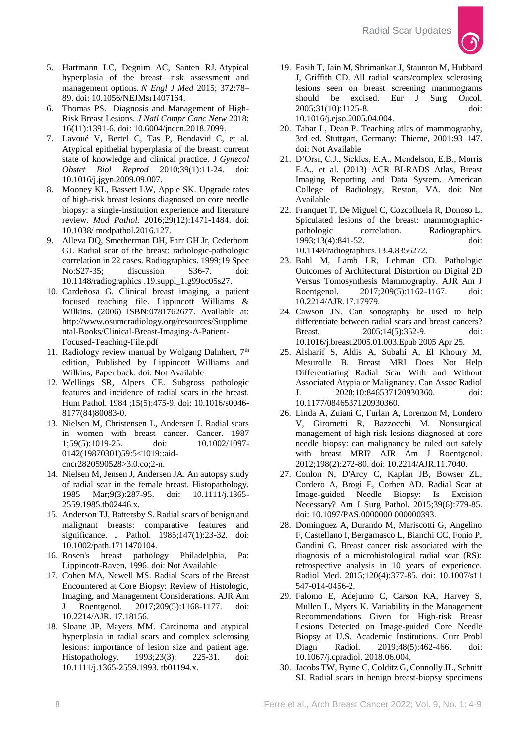5. Hartmann LC, Degnim AC, Santen RJ. Atypical hyperplasia of the breast—risk assessment and management options. *N Engl J Med* 2015; 372:78–89. doi: 10.1056/NEJMsr1407164.
6. Thomas PS. Diagnosis and Management of High-Risk Breast Lesions. *J Natl Compr Canc Netw* 2018; 16(11):1391-6. doi: 10.6004/jnccn.2018.7099.
7. Lavoué V, Bertel C, Tas P, Bendavid C, et al. Atypical epithelial hyperplasia of the breast: current state of knowledge and clinical practice. *J Gynecol Obstet Biol Reprod* 2010;39(1):11-24. doi: 10.1016/j.jgyn.2009.09.007.
8. Mooney KL, Bassett LW, Apple SK. Upgrade rates of high-risk breast lesions diagnosed on core needle biopsy: a single-institution experience and literature review. *Mod Pathol.* 2016;29(12):1471-1484. doi: 10.1038/ modpathol.2016.127.
9. Alleva DQ, Smetherman DH, Farr GH Jr, Cederbom GJ. Radial scar of the breast: radiologic-pathologic correlation in 22 cases. Radiographics. 1999;19 Spec No:S27-35; discussion S36-7. doi: 10.1148/radiographics .19.suppl_1.g99oc05s27.
10. Cardeñosa G. Clinical breast imaging, a patient focused teaching file. Lippincott Williams & Wilkins. (2006) ISBN:0781762677. Available at: http://www.osumcradiology.org/resources/Supplimental-Books/Clinical-Breast-Imaging-A-Patient-Focused-Teaching-File.pdf
11. Radiology review manual by Wolgang Dalnhert, 7th edition, Published by Lippincott Williams and Wilkins, Paper back. doi: Not Available
12. Wellings SR, Alpers CE. Subgross pathologic features and incidence of radial scars in the breast. Hum Pathol. 1984 ;15(5):475-9. doi: 10.1016/s0046-8177(84)80083-0.
13. Nielsen M, Christensen L, Andersen J. Radial scars in women with breast cancer. Cancer. 1987 1;59(5):1019-25. doi: 10.1002/1097-0142(19870301)59:5<1019::aid-cncr2820590528>3.0.co;2-n.
14. Nielsen M, Jensen J, Andersen JA. An autopsy study of radial scar in the female breast. Histopathology. 1985 Mar;9(3):287-95. doi: 10.1111/j.1365-2559.1985.tb02446.x.
15. Anderson TJ, Battersby S. Radial scars of benign and malignant breasts: comparative features and significance. J Pathol. 1985;147(1):23-32. doi: 10.1002/path.1711470104.
16. Rosen's breast pathology Philadelphia, Pa: Lippincott-Raven, 1996. doi: Not Available
17. Cohen MA, Newell MS. Radial Scars of the Breast Encountered at Core Biopsy: Review of Histologic, Imaging, and Management Considerations. AJR Am J Roentgenol. 2017;209(5):1168-1177. doi: 10.2214/AJR. 17.18156.
18. Sloane JP, Mayers MM. Carcinoma and atypical hyperplasia in radial scars and complex sclerosing lesions: importance of lesion size and patient age. Histopathology. 1993;23(3): 225-31. doi: 10.1111/j.1365-2559.1993. tb01194.x.
19. Fasih T, Jain M, Shrimankar J, Staunton M, Hubbard J, Griffith CD. All radial scars/complex sclerosing lesions seen on breast screening mammograms should be excised. Eur J Surg Oncol. 2005;31(10):1125-8. doi: 10.1016/j.ejso.2005.04.004.
20. Tabar L, Dean P. Teaching atlas of mammography, 3rd ed. Stuttgart, Germany: Thieme, 2001:93–147. doi: Not Available
21. D'Orsi, C.J., Sickles, E.A., Mendelson, E.B., Morris E.A., et al. (2013) ACR BI-RADS Atlas, Breast Imaging Reporting and Data System. American College of Radiology, Reston, VA. doi: Not Available
22. Franquet T, De Miguel C, Cozcolluela R, Donoso L. Spiculated lesions of the breast: mammographic-pathologic correlation. Radiographics. 1993;13(4):841-52. doi: 10.1148/radiographics.13.4.8356272.
23. Bahl M, Lamb LR, Lehman CD. Pathologic Outcomes of Architectural Distortion on Digital 2D Versus Tomosynthesis Mammography. AJR Am J Roentgenol. 2017;209(5):1162-1167. doi: 10.2214/AJR.17.17979.
24. Cawson JN. Can sonography be used to help differentiate between radial scars and breast cancers? Breast. 2005;14(5):352-9. doi: 10.1016/j.breast.2005.01.003.Epub 2005 Apr 25.
25. Alsharif S, Aldis A, Subahi A, El Khoury M, Mesurolle B. Breast MRI Does Not Help Differentiating Radial Scar With and Without Associated Atypia or Malignancy. Can Assoc Radiol J. 2020;10:846537120930360. doi: 10.1177/0846537120930360.
26. Linda A, Zuiani C, Furlan A, Lorenzon M, Londero V, Girometti R, Bazzocchi M. Nonsurgical management of high-risk lesions diagnosed at core needle biopsy: can malignancy be ruled out safely with breast MRI? AJR Am J Roentgenol. 2012;198(2):272-80. doi: 10.2214/AJR.11.7040.
27. Conlon N, D'Arcy C, Kaplan JB, Bowser ZL, Cordero A, Brogi E, Corben AD. Radial Scar at Image-guided Needle Biopsy: Is Excision Necessary? Am J Surg Pathol. 2015;39(6):779-85. doi: 10.1097/PAS.0000000 000000393.
28. Dominguez A, Durando M, Mariscotti G, Angelino F, Castellano I, Bergamasco L, Bianchi CC, Fonio P, Gandini G. Breast cancer risk associated with the diagnosis of a microhistological radial scar (RS): retrospective analysis in 10 years of experience. Radiol Med. 2015;120(4):377-85. doi: 10.1007/s11 547-014-0456-2.
29. Falomo E, Adejumo C, Carson KA, Harvey S, Mullen L, Myers K. Variability in the Management Recommendations Given for High-risk Breast Lesions Detected on Image-guided Core Needle Biopsy at U.S. Academic Institutions. Curr Probl Diagn Radiol. 2019;48(5):462-466. doi: 10.1067/j.cpradiol. 2018.06.004.
30. Jacobs TW, Byrne C, Colditz G, Connolly JL, Schnitt SJ. Radial scars in benign breast-biopsy specimens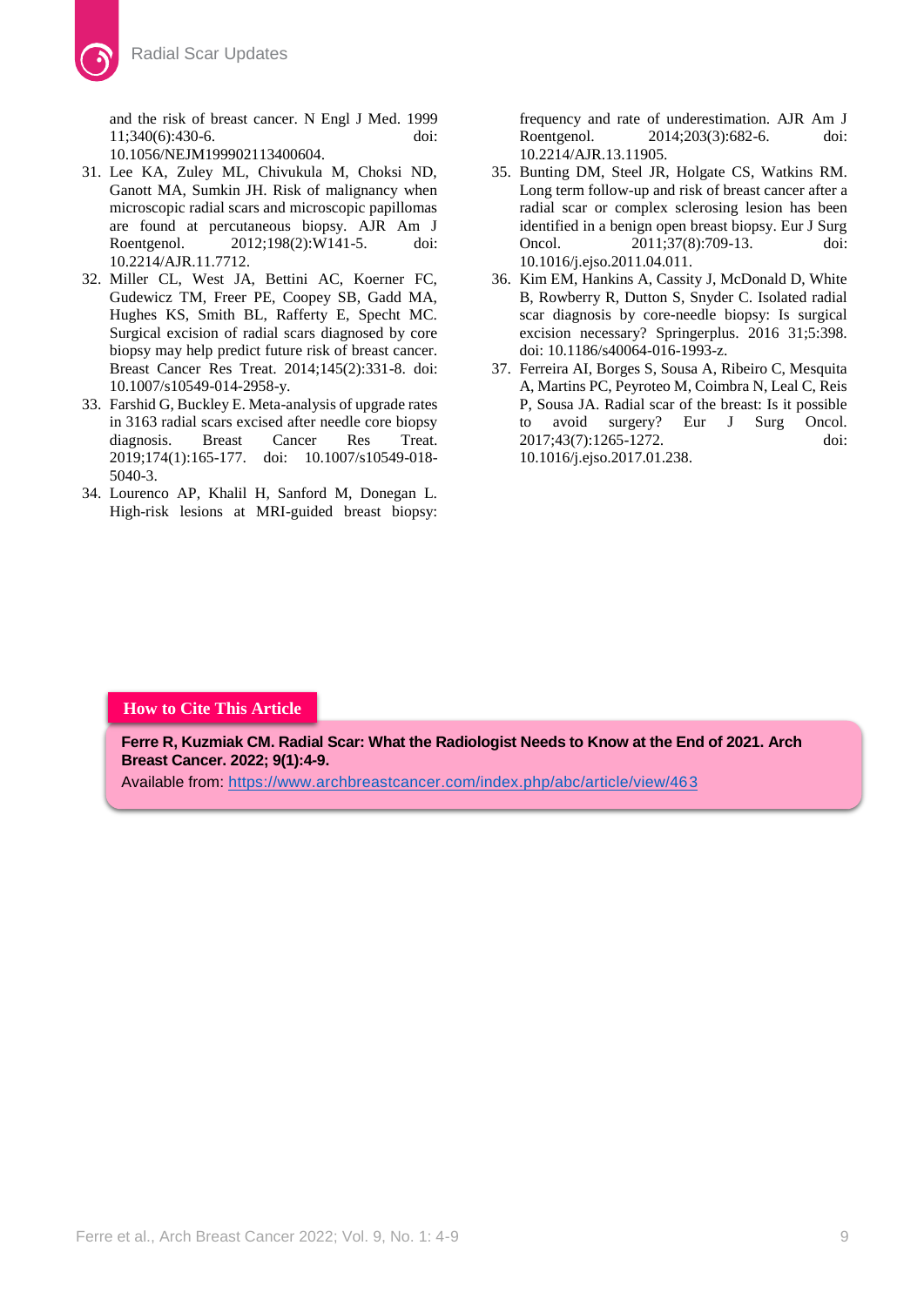and the risk of breast cancer. N Engl J Med. 1999 11;340(6):430-6. doi: 10.1056/NEJM199902113400604.

31. Lee KA, Zuley ML, Chivukula M, Choksi ND, Ganott MA, Sumkin JH. Risk of malignancy when microscopic radial scars and microscopic papillomas are found at percutaneous biopsy. AJR Am J Roentgenol. 2012;198(2):W141-5. doi: 10.2214/AJR.11.7712.
32. Miller CL, West JA, Bettini AC, Koerner FC, Gudewicz TM, Freer PE, Coopey SB, Gadd MA, Hughes KS, Smith BL, Rafferty E, Specht MC. Surgical excision of radial scars diagnosed by core biopsy may help predict future risk of breast cancer. Breast Cancer Res Treat. 2014;145(2):331-8. doi: 10.1007/s10549-014-2958-y.
33. Farshid G, Buckley E. Meta-analysis of upgrade rates in 3163 radial scars excised after needle core biopsy diagnosis. Breast Cancer Res Treat. 2019;174(1):165-177. doi: 10.1007/s10549-018-5040-3.
34. Lourenco AP, Khalil H, Sanford M, Donegan L. High-risk lesions at MRI-guided breast biopsy: frequency and rate of underestimation. AJR Am J Roentgenol. 2014;203(3):682-6. doi: 10.2214/AJR.13.11905.
35. Bunting DM, Steel JR, Holgate CS, Watkins RM. Long term follow-up and risk of breast cancer after a radial scar or complex sclerosing lesion has been identified in a benign open breast biopsy. Eur J Surg Oncol. 2011;37(8):709-13. doi: 10.1016/j.ejso.2011.04.011.
36. Kim EM, Hankins A, Cassity J, McDonald D, White B, Rowberry R, Dutton S, Snyder C. Isolated radial scar diagnosis by core-needle biopsy: Is surgical excision necessary? Springerplus. 2016 31;5:398. doi: 10.1186/s40064-016-1993-z.
37. Ferreira AI, Borges S, Sousa A, Ribeiro C, Mesquita A, Martins PC, Peyroteo M, Coimbra N, Leal C, Reis P, Sousa JA. Radial scar of the breast: Is it possible to avoid surgery? Eur J Surg Oncol. 2017;43(7):1265-1272. doi: 10.1016/j.ejso.2017.01.238.

**How to Cite This Article**

**Ferre R, Kuzmiak CM. Radial Scar: What the Radiologist Needs to Know at the End of 2021. Arch Breast Cancer. 2022; 9(1):4-9.**

Available from: https://www.archbreastcancer.com/index.php/abc/article/view/463